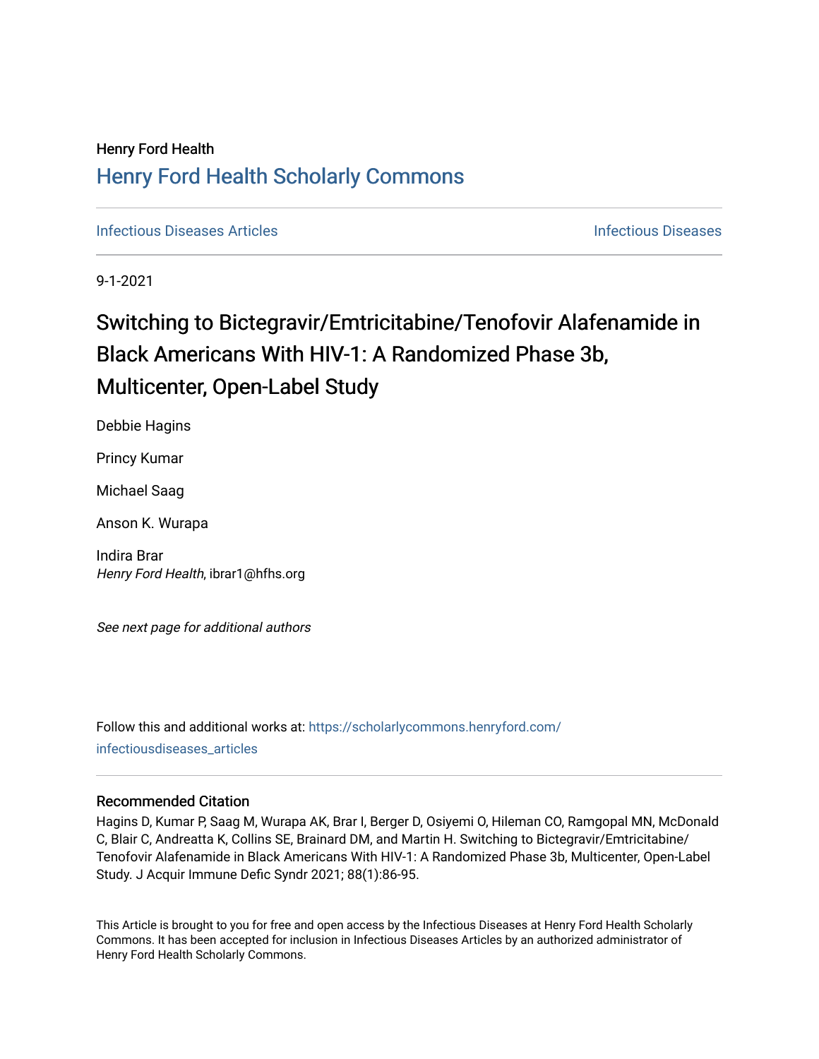Henry Ford Health

## Henry Ford Health Scholarly Commons

Infectious Diseases Articles | Infectious Diseases

9-1-2021

# Switching to Bictegravir/Emtricitabine/Tenofovir Alafenamide in Black Americans With HIV-1: A Randomized Phase 3b, Multicenter, Open-Label Study

Debbie Hagins

Princy Kumar

Michael Saag

Anson K. Wurapa

Indira Brar
*Henry Ford Health*, ibrar1@hfhs.org

*See next page for additional authors*

Follow this and additional works at: https://scholarlycommons.henryford.com/infectiousdiseases_articles

### Recommended Citation

Hagins D, Kumar P, Saag M, Wurapa AK, Brar I, Berger D, Osiyemi O, Hileman CO, Ramgopal MN, McDonald C, Blair C, Andreatta K, Collins SE, Brainard DM, and Martin H. Switching to Bictegravir/Emtricitabine/Tenofovir Alafenamide in Black Americans With HIV-1: A Randomized Phase 3b, Multicenter, Open-Label Study. J Acquir Immune Defic Syndr 2021; 88(1):86-95.

This Article is brought to you for free and open access by the Infectious Diseases at Henry Ford Health Scholarly Commons. It has been accepted for inclusion in Infectious Diseases Articles by an authorized administrator of Henry Ford Health Scholarly Commons.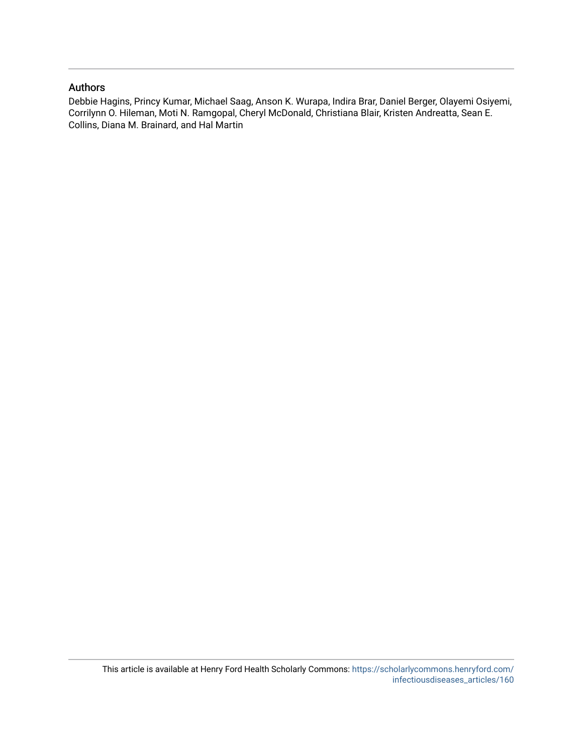## Authors

Debbie Hagins, Princy Kumar, Michael Saag, Anson K. Wurapa, Indira Brar, Daniel Berger, Olayemi Osiyemi, Corrilynn O. Hileman, Moti N. Ramgopal, Cheryl McDonald, Christiana Blair, Kristen Andreatta, Sean E. Collins, Diana M. Brainard, and Hal Martin

This article is available at Henry Ford Health Scholarly Commons: https://scholarlycommons.henryford.com/infectiousdiseases_articles/160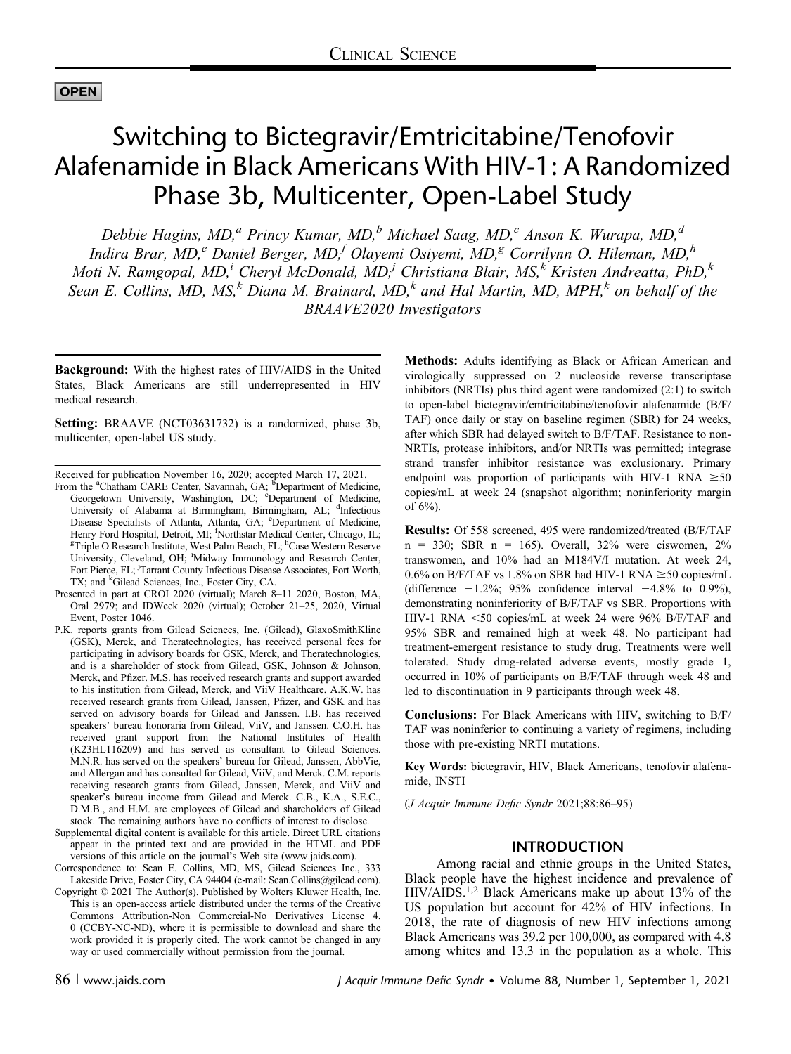OPEN

# Switching to Bictegravir/Emtricitabine/Tenofovir Alafenamide in Black Americans With HIV-1: A Randomized Phase 3b, Multicenter, Open-Label Study

*Debbie Hagins, MD,[a] Princy Kumar, MD,[b] Michael Saag, MD,[c] Anson K. Wurapa, MD,[d] Indira Brar, MD,[e] Daniel Berger, MD,[f] Olayemi Osiyemi, MD,[g] Corrilynn O. Hileman, MD,[h] Moti N. Ramgopal, MD,[i] Cheryl McDonald, MD,[j] Christiana Blair, MS,[k] Kristen Andreatta, PhD,[k] Sean E. Collins, MD, MS,[k] Diana M. Brainard, MD,[k] and Hal Martin, MD, MPH,[k] on behalf of the BRAAVE2020 Investigators*

**Background:** With the highest rates of HIV/AIDS in the United States, Black Americans are still underrepresented in HIV medical research.

**Setting:** BRAAVE (NCT03631732) is a randomized, phase 3b, multicenter, open-label US study.

**Methods:** Adults identifying as Black or African American and virologically suppressed on 2 nucleoside reverse transcriptase inhibitors (NRTIs) plus third agent were randomized (2:1) to switch to open-label bictegravir/emtricitabine/tenofovir alafenamide (B/F/TAF) once daily or stay on baseline regimen (SBR) for 24 weeks, after which SBR had delayed switch to B/F/TAF. Resistance to non-NRTIs, protease inhibitors, and/or NRTIs was permitted; integrase strand transfer inhibitor resistance was exclusionary. Primary endpoint was proportion of participants with HIV-1 RNA ≥50 copies/mL at week 24 (snapshot algorithm; noninferiority margin of 6%).

**Results:** Of 558 screened, 495 were randomized/treated (B/F/TAF n = 330; SBR n = 165). Overall, 32% were ciswomen, 2% transwomen, and 10% had an M184V/I mutation. At week 24, 0.6% on B/F/TAF vs 1.8% on SBR had HIV-1 RNA ≥50 copies/mL (difference −1.2%; 95% confidence interval −4.8% to 0.9%), demonstrating noninferiority of B/F/TAF vs SBR. Proportions with HIV-1 RNA <50 copies/mL at week 24 were 96% B/F/TAF and 95% SBR and remained high at week 48. No participant had treatment-emergent resistance to study drug. Treatments were well tolerated. Study drug-related adverse events, mostly grade 1, occurred in 10% of participants on B/F/TAF through week 48 and led to discontinuation in 9 participants through week 48.

**Conclusions:** For Black Americans with HIV, switching to B/F/TAF was noninferior to continuing a variety of regimens, including those with pre-existing NRTI mutations.

**Key Words:** bictegravir, HIV, Black Americans, tenofovir alafenamide, INSTI

(*J Acquir Immune Defic Syndr* 2021;88:86–95)

Received for publication November 16, 2020; accepted March 17, 2021.

From the [a]Chatham CARE Center, Savannah, GA; [b]Department of Medicine, Georgetown University, Washington, DC; [c]Department of Medicine, University of Alabama at Birmingham, Birmingham, AL; [d]Infectious Disease Specialists of Atlanta, Atlanta, GA; [e]Department of Medicine, Henry Ford Hospital, Detroit, MI; [f]Northstar Medical Center, Chicago, IL; [g]Triple O Research Institute, West Palm Beach, FL; [h]Case Western Reserve University, Cleveland, OH; [i]Midway Immunology and Research Center, Fort Pierce, FL; [j]Tarrant County Infectious Disease Associates, Fort Worth, TX; and [k]Gilead Sciences, Inc., Foster City, CA.

Presented in part at CROI 2020 (virtual); March 8–11 2020, Boston, MA, Oral 2979; and IDWeek 2020 (virtual); October 21–25, 2020, Virtual Event, Poster 1046.

P.K. reports grants from Gilead Sciences, Inc. (Gilead), GlaxoSmithKline (GSK), Merck, and Theratechnologies, has received personal fees for participating in advisory boards for GSK, Merck, and Theratechnologies, and is a shareholder of stock from Gilead, GSK, Johnson & Johnson, Merck, and Pfizer. M.S. has received research grants and support awarded to his institution from Gilead, Merck, and ViiV Healthcare. A.K.W. has received research grants from Gilead, Janssen, Pfizer, and GSK and has served on advisory boards for Gilead and Janssen. I.B. has received speakers' bureau honoraria from Gilead, ViiV, and Janssen. C.O.H. has received grant support from the National Institutes of Health (K23HL116209) and has served as consultant to Gilead Sciences. M.N.R. has served on the speakers' bureau for Gilead, Janssen, AbbVie, and Allergan and has consulted for Gilead, ViiV, and Merck. C.M. reports receiving research grants from Gilead, Janssen, Merck, and ViiV and speaker's bureau income from Gilead and Merck. C.B., K.A., S.E.C., D.M.B., and H.M. are employees of Gilead and shareholders of Gilead stock. The remaining authors have no conflicts of interest to disclose.

Supplemental digital content is available for this article. Direct URL citations appear in the printed text and are provided in the HTML and PDF versions of this article on the journal's Web site (www.jaids.com).

Correspondence to: Sean E. Collins, MD, MS, Gilead Sciences Inc., 333 Lakeside Drive, Foster City, CA 94404 (e-mail: Sean.Collins@gilead.com).

Copyright © 2021 The Author(s). Published by Wolters Kluwer Health, Inc. This is an open-access article distributed under the terms of the Creative Commons Attribution-Non Commercial-No Derivatives License 4.0 (CCBY-NC-ND), where it is permissible to download and share the work provided it is properly cited. The work cannot be changed in any way or used commercially without permission from the journal.

## INTRODUCTION

Among racial and ethnic groups in the United States, Black people have the highest incidence and prevalence of HIV/AIDS.[1,2] Black Americans make up about 13% of the US population but account for 42% of HIV infections. In 2018, the rate of diagnosis of new HIV infections among Black Americans was 39.2 per 100,000, as compared with 4.8 among whites and 13.3 in the population as a whole. This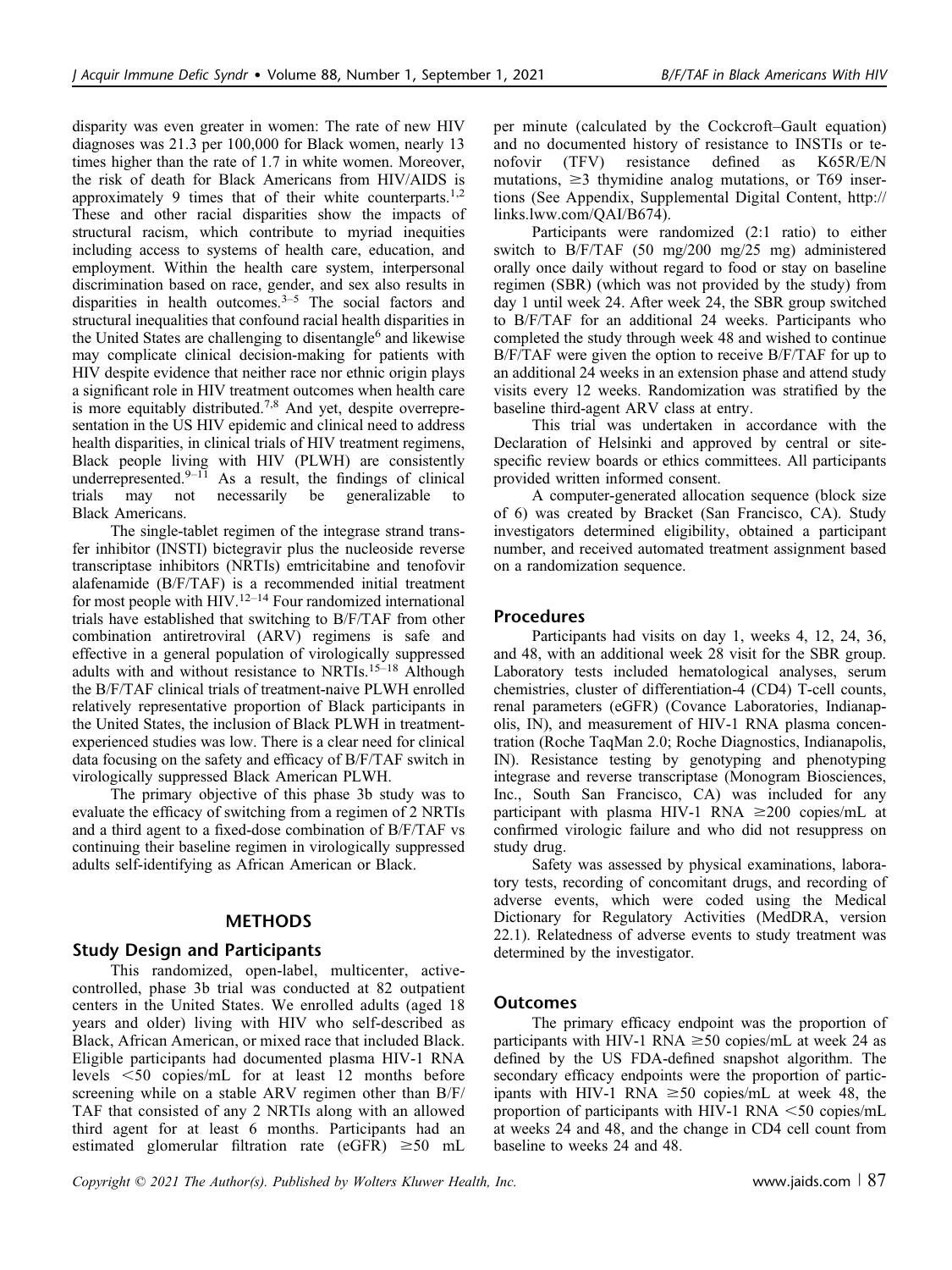disparity was even greater in women: The rate of new HIV diagnoses was 21.3 per 100,000 for Black women, nearly 13 times higher than the rate of 1.7 in white women. Moreover, the risk of death for Black Americans from HIV/AIDS is approximately 9 times that of their white counterparts.[1,2] These and other racial disparities show the impacts of structural racism, which contribute to myriad inequities including access to systems of health care, education, and employment. Within the health care system, interpersonal discrimination based on race, gender, and sex also results in disparities in health outcomes.[3–5] The social factors and structural inequalities that confound racial health disparities in the United States are challenging to disentangle[6] and likewise may complicate clinical decision-making for patients with HIV despite evidence that neither race nor ethnic origin plays a significant role in HIV treatment outcomes when health care is more equitably distributed.[7,8] And yet, despite overrepresentation in the US HIV epidemic and clinical need to address health disparities, in clinical trials of HIV treatment regimens, Black people living with HIV (PLWH) are consistently underrepresented.[9–11] As a result, the findings of clinical trials may not necessarily be generalizable to Black Americans.

The single-tablet regimen of the integrase strand transfer inhibitor (INSTI) bictegravir plus the nucleoside reverse transcriptase inhibitors (NRTIs) emtricitabine and tenofovir alafenamide (B/F/TAF) is a recommended initial treatment for most people with HIV.[12–14] Four randomized international trials have established that switching to B/F/TAF from other combination antiretroviral (ARV) regimens is safe and effective in a general population of virologically suppressed adults with and without resistance to NRTIs.[15–18] Although the B/F/TAF clinical trials of treatment-naive PLWH enrolled relatively representative proportion of Black participants in the United States, the inclusion of Black PLWH in treatment-experienced studies was low. There is a clear need for clinical data focusing on the safety and efficacy of B/F/TAF switch in virologically suppressed Black American PLWH.

The primary objective of this phase 3b study was to evaluate the efficacy of switching from a regimen of 2 NRTIs and a third agent to a fixed-dose combination of B/F/TAF vs continuing their baseline regimen in virologically suppressed adults self-identifying as African American or Black.

## METHODS

### Study Design and Participants

This randomized, open-label, multicenter, active-controlled, phase 3b trial was conducted at 82 outpatient centers in the United States. We enrolled adults (aged 18 years and older) living with HIV who self-described as Black, African American, or mixed race that included Black. Eligible participants had documented plasma HIV-1 RNA levels <50 copies/mL for at least 12 months before screening while on a stable ARV regimen other than B/F/TAF that consisted of any 2 NRTIs along with an allowed third agent for at least 6 months. Participants had an estimated glomerular filtration rate (eGFR) ≥50 mL per minute (calculated by the Cockcroft–Gault equation) and no documented history of resistance to INSTIs or tenofovir (TFV) resistance defined as K65R/E/N mutations, ≥3 thymidine analog mutations, or T69 insertions (See Appendix, Supplemental Digital Content, http://links.lww.com/QAI/B674).

Participants were randomized (2:1 ratio) to either switch to B/F/TAF (50 mg/200 mg/25 mg) administered orally once daily without regard to food or stay on baseline regimen (SBR) (which was not provided by the study) from day 1 until week 24. After week 24, the SBR group switched to B/F/TAF for an additional 24 weeks. Participants who completed the study through week 48 and wished to continue B/F/TAF were given the option to receive B/F/TAF for up to an additional 24 weeks in an extension phase and attend study visits every 12 weeks. Randomization was stratified by the baseline third-agent ARV class at entry.

This trial was undertaken in accordance with the Declaration of Helsinki and approved by central or site-specific review boards or ethics committees. All participants provided written informed consent.

A computer-generated allocation sequence (block size of 6) was created by Bracket (San Francisco, CA). Study investigators determined eligibility, obtained a participant number, and received automated treatment assignment based on a randomization sequence.

### Procedures

Participants had visits on day 1, weeks 4, 12, 24, 36, and 48, with an additional week 28 visit for the SBR group. Laboratory tests included hematological analyses, serum chemistries, cluster of differentiation-4 (CD4) T-cell counts, renal parameters (eGFR) (Covance Laboratories, Indianapolis, IN), and measurement of HIV-1 RNA plasma concentration (Roche TaqMan 2.0; Roche Diagnostics, Indianapolis, IN). Resistance testing by genotyping and phenotyping integrase and reverse transcriptase (Monogram Biosciences, Inc., South San Francisco, CA) was included for any participant with plasma HIV-1 RNA ≥200 copies/mL at confirmed virologic failure and who did not resuppress on study drug.

Safety was assessed by physical examinations, laboratory tests, recording of concomitant drugs, and recording of adverse events, which were coded using the Medical Dictionary for Regulatory Activities (MedDRA, version 22.1). Relatedness of adverse events to study treatment was determined by the investigator.

### Outcomes

The primary efficacy endpoint was the proportion of participants with HIV-1 RNA ≥50 copies/mL at week 24 as defined by the US FDA-defined snapshot algorithm. The secondary efficacy endpoints were the proportion of participants with HIV-1 RNA ≥50 copies/mL at week 48, the proportion of participants with HIV-1 RNA <50 copies/mL at weeks 24 and 48, and the change in CD4 cell count from baseline to weeks 24 and 48.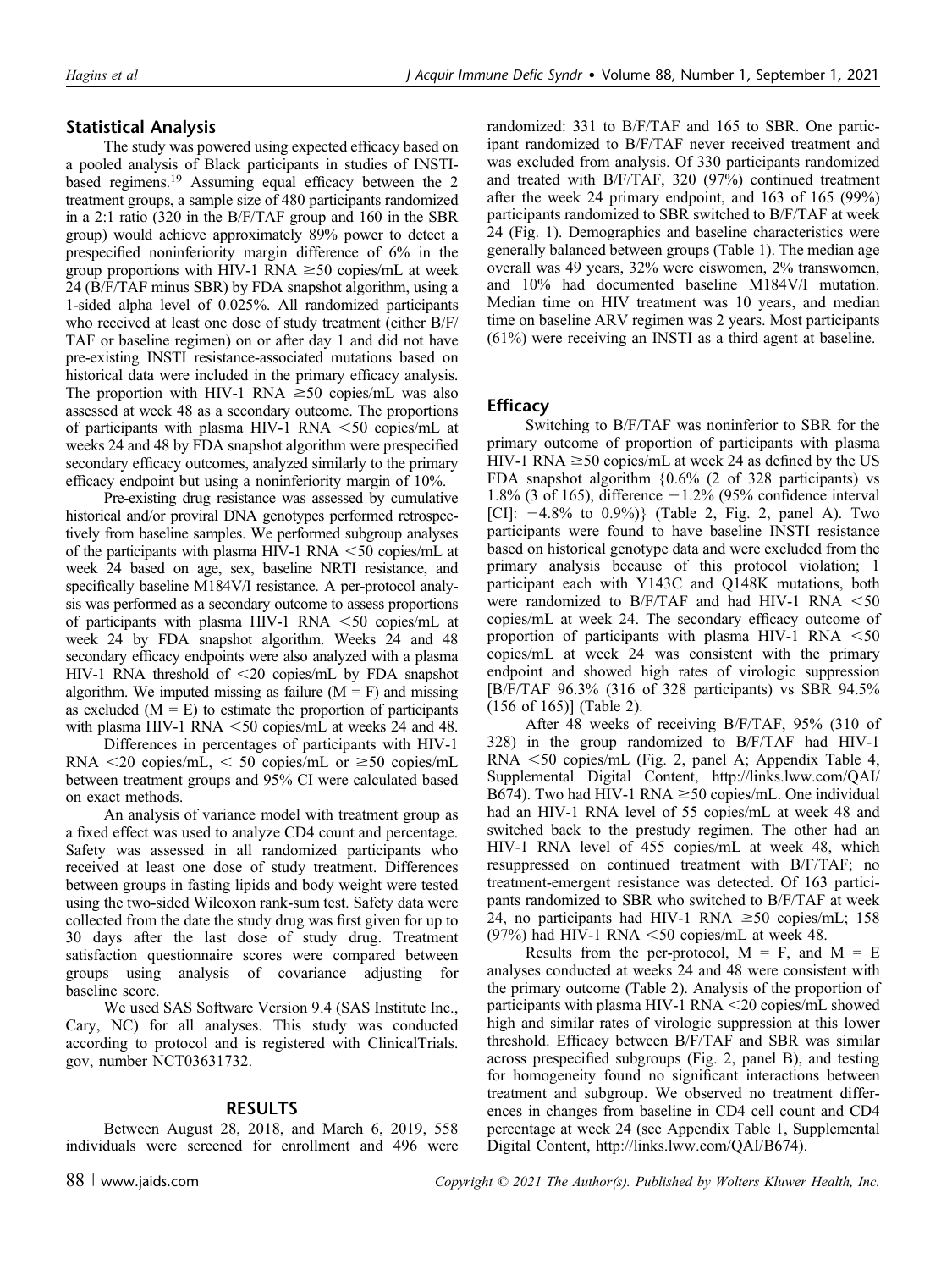## Statistical Analysis

The study was powered using expected efficacy based on a pooled analysis of Black participants in studies of INSTI-based regimens.[19] Assuming equal efficacy between the 2 treatment groups, a sample size of 480 participants randomized in a 2:1 ratio (320 in the B/F/TAF group and 160 in the SBR group) would achieve approximately 89% power to detect a prespecified noninferiority margin difference of 6% in the group proportions with HIV-1 RNA ≥50 copies/mL at week 24 (B/F/TAF minus SBR) by FDA snapshot algorithm, using a 1-sided alpha level of 0.025%. All randomized participants who received at least one dose of study treatment (either B/F/TAF or baseline regimen) on or after day 1 and did not have pre-existing INSTI resistance-associated mutations based on historical data were included in the primary efficacy analysis. The proportion with HIV-1 RNA ≥50 copies/mL was also assessed at week 48 as a secondary outcome. The proportions of participants with plasma HIV-1 RNA <50 copies/mL at weeks 24 and 48 by FDA snapshot algorithm were prespecified secondary efficacy outcomes, analyzed similarly to the primary efficacy endpoint but using a noninferiority margin of 10%.

Pre-existing drug resistance was assessed by cumulative historical and/or proviral DNA genotypes performed retrospectively from baseline samples. We performed subgroup analyses of the participants with plasma HIV-1 RNA <50 copies/mL at week 24 based on age, sex, baseline NRTI resistance, and specifically baseline M184V/I resistance. A per-protocol analysis was performed as a secondary outcome to assess proportions of participants with plasma HIV-1 RNA <50 copies/mL at week 24 by FDA snapshot algorithm. Weeks 24 and 48 secondary efficacy endpoints were also analyzed with a plasma HIV-1 RNA threshold of <20 copies/mL by FDA snapshot algorithm. We imputed missing as failure (M = F) and missing as excluded (M = E) to estimate the proportion of participants with plasma HIV-1 RNA <50 copies/mL at weeks 24 and 48.

Differences in percentages of participants with HIV-1 RNA <20 copies/mL, < 50 copies/mL or ≥50 copies/mL between treatment groups and 95% CI were calculated based on exact methods.

An analysis of variance model with treatment group as a fixed effect was used to analyze CD4 count and percentage. Safety was assessed in all randomized participants who received at least one dose of study treatment. Differences between groups in fasting lipids and body weight were tested using the two-sided Wilcoxon rank-sum test. Safety data were collected from the date the study drug was first given for up to 30 days after the last dose of study drug. Treatment satisfaction questionnaire scores were compared between groups using analysis of covariance adjusting for baseline score.

We used SAS Software Version 9.4 (SAS Institute Inc., Cary, NC) for all analyses. This study was conducted according to protocol and is registered with ClinicalTrials.gov, number NCT03631732.

## RESULTS

Between August 28, 2018, and March 6, 2019, 558 individuals were screened for enrollment and 496 were randomized: 331 to B/F/TAF and 165 to SBR. One participant randomized to B/F/TAF never received treatment and was excluded from analysis. Of 330 participants randomized and treated with B/F/TAF, 320 (97%) continued treatment after the week 24 primary endpoint, and 163 of 165 (99%) participants randomized to SBR switched to B/F/TAF at week 24 (Fig. 1). Demographics and baseline characteristics were generally balanced between groups (Table 1). The median age overall was 49 years, 32% were ciswomen, 2% transwomen, and 10% had documented baseline M184V/I mutation. Median time on HIV treatment was 10 years, and median time on baseline ARV regimen was 2 years. Most participants (61%) were receiving an INSTI as a third agent at baseline.

### Efficacy

Switching to B/F/TAF was noninferior to SBR for the primary outcome of proportion of participants with plasma HIV-1 RNA ≥50 copies/mL at week 24 as defined by the US FDA snapshot algorithm {0.6% (2 of 328 participants) vs 1.8% (3 of 165), difference −1.2% (95% confidence interval [CI]: −4.8% to 0.9%)} (Table 2, Fig. 2, panel A). Two participants were found to have baseline INSTI resistance based on historical genotype data and were excluded from the primary analysis because of this protocol violation; 1 participant each with Y143C and Q148K mutations, both were randomized to B/F/TAF and had HIV-1 RNA <50 copies/mL at week 24. The secondary efficacy outcome of proportion of participants with plasma HIV-1 RNA <50 copies/mL at week 24 was consistent with the primary endpoint and showed high rates of virologic suppression [B/F/TAF 96.3% (316 of 328 participants) vs SBR 94.5% (156 of 165)] (Table 2).

After 48 weeks of receiving B/F/TAF, 95% (310 of 328) in the group randomized to B/F/TAF had HIV-1 RNA <50 copies/mL (Fig. 2, panel A; Appendix Table 4, Supplemental Digital Content, http://links.lww.com/QAI/B674). Two had HIV-1 RNA ≥50 copies/mL. One individual had an HIV-1 RNA level of 55 copies/mL at week 48 and switched back to the prestudy regimen. The other had an HIV-1 RNA level of 455 copies/mL at week 48, which resuppressed on continued treatment with B/F/TAF; no treatment-emergent resistance was detected. Of 163 participants randomized to SBR who switched to B/F/TAF at week 24, no participants had HIV-1 RNA ≥50 copies/mL; 158 (97%) had HIV-1 RNA <50 copies/mL at week 48.

Results from the per-protocol, M = F, and M = E analyses conducted at weeks 24 and 48 were consistent with the primary outcome (Table 2). Analysis of the proportion of participants with plasma HIV-1 RNA <20 copies/mL showed high and similar rates of virologic suppression at this lower threshold. Efficacy between B/F/TAF and SBR was similar across prespecified subgroups (Fig. 2, panel B), and testing for homogeneity found no significant interactions between treatment and subgroup. We observed no treatment differences in changes from baseline in CD4 cell count and CD4 percentage at week 24 (see Appendix Table 1, Supplemental Digital Content, http://links.lww.com/QAI/B674).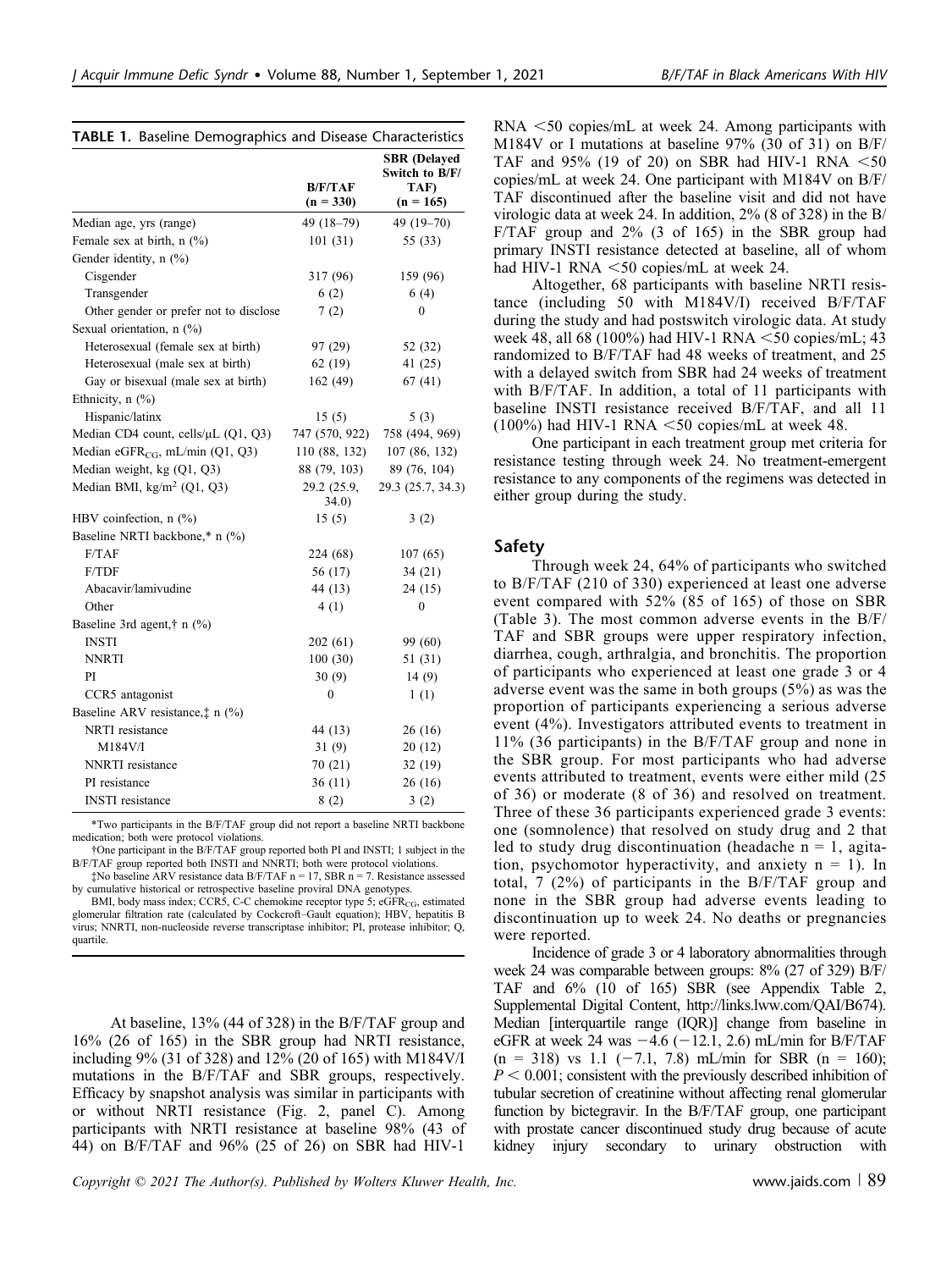**TABLE 1.** Baseline Demographics and Disease Characteristics

| | B/F/TAF (n = 330) | SBR (Delayed Switch to B/F/TAF) (n = 165) |
|---|---|---|
| Median age, yrs (range) | 49 (18–79) | 49 (19–70) |
| Female sex at birth, n (%) | 101 (31) | 55 (33) |
| Gender identity, n (%) | | |
| Cisgender | 317 (96) | 159 (96) |
| Transgender | 6 (2) | 6 (4) |
| Other gender or prefer not to disclose | 7 (2) | 0 |
| Sexual orientation, n (%) | | |
| Heterosexual (female sex at birth) | 97 (29) | 52 (32) |
| Heterosexual (male sex at birth) | 62 (19) | 41 (25) |
| Gay or bisexual (male sex at birth) | 162 (49) | 67 (41) |
| Ethnicity, n (%) | | |
| Hispanic/latinx | 15 (5) | 5 (3) |
| Median CD4 count, cells/μL (Q1, Q3) | 747 (570, 922) | 758 (494, 969) |
| Median $eGFR_{CG}$, mL/min (Q1, Q3) | 110 (88, 132) | 107 (86, 132) |
| Median weight, kg (Q1, Q3) | 88 (79, 103) | 89 (76, 104) |
| Median BMI, $kg/m^2$ (Q1, Q3) | 29.2 (25.9, 34.0) | 29.3 (25.7, 34.3) |
| HBV coinfection, n (%) | 15 (5) | 3 (2) |
| Baseline NRTI backbone,* n (%) | | |
| F/TAF | 224 (68) | 107 (65) |
| F/TDF | 56 (17) | 34 (21) |
| Abacavir/lamivudine | 44 (13) | 24 (15) |
| Other | 4 (1) | 0 |
| Baseline 3rd agent,† n (%) | | |
| INSTI | 202 (61) | 99 (60) |
| NNRTI | 100 (30) | 51 (31) |
| PI | 30 (9) | 14 (9) |
| CCR5 antagonist | 0 | 1 (1) |
| Baseline ARV resistance,‡ n (%) | | |
| NRTI resistance | 44 (13) | 26 (16) |
| M184V/I | 31 (9) | 20 (12) |
| NNRTI resistance | 70 (21) | 32 (19) |
| PI resistance | 36 (11) | 26 (16) |
| INSTI resistance | 8 (2) | 3 (2) |

*Two participants in the B/F/TAF group did not report a baseline NRTI backbone medication; both were protocol violations.

†One participant in the B/F/TAF group reported both PI and INSTI; 1 subject in the B/F/TAF group reported both INSTI and NNRTI; both were protocol violations.

‡No baseline ARV resistance data B/F/TAF n = 17, SBR n = 7. Resistance assessed by cumulative historical or retrospective baseline proviral DNA genotypes.

BMI, body mass index; CCR5, C-C chemokine receptor type 5; $eGFR_{CG}$, estimated glomerular filtration rate (calculated by Cockcroft–Gault equation); HBV, hepatitis B virus; NNRTI, non-nucleoside reverse transcriptase inhibitor; PI, protease inhibitor; Q, quartile.

At baseline, 13% (44 of 328) in the B/F/TAF group and 16% (26 of 165) in the SBR group had NRTI resistance, including 9% (31 of 328) and 12% (20 of 165) with M184V/I mutations in the B/F/TAF and SBR groups, respectively. Efficacy by snapshot analysis was similar in participants with or without NRTI resistance (Fig. 2, panel C). Among participants with NRTI resistance at baseline 98% (43 of 44) on B/F/TAF and 96% (25 of 26) on SBR had HIV-1 RNA <50 copies/mL at week 24. Among participants with M184V or I mutations at baseline 97% (30 of 31) on B/F/TAF and 95% (19 of 20) on SBR had HIV-1 RNA <50 copies/mL at week 24. One participant with M184V on B/F/TAF discontinued after the baseline visit and did not have virologic data at week 24. In addition, 2% (8 of 328) in the B/F/TAF group and 2% (3 of 165) in the SBR group had primary INSTI resistance detected at baseline, all of whom had HIV-1 RNA <50 copies/mL at week 24.

Altogether, 68 participants with baseline NRTI resistance (including 50 with M184V/I) received B/F/TAF during the study and had postswitch virologic data. At study week 48, all 68 (100%) had HIV-1 RNA <50 copies/mL; 43 randomized to B/F/TAF had 48 weeks of treatment, and 25 with a delayed switch from SBR had 24 weeks of treatment with B/F/TAF. In addition, a total of 11 participants with baseline INSTI resistance received B/F/TAF, and all 11 (100%) had HIV-1 RNA <50 copies/mL at week 48.

One participant in each treatment group met criteria for resistance testing through week 24. No treatment-emergent resistance to any components of the regimens was detected in either group during the study.

## Safety

Through week 24, 64% of participants who switched to B/F/TAF (210 of 330) experienced at least one adverse event compared with 52% (85 of 165) of those on SBR (Table 3). The most common adverse events in the B/F/TAF and SBR groups were upper respiratory infection, diarrhea, cough, arthralgia, and bronchitis. The proportion of participants who experienced at least one grade 3 or 4 adverse event was the same in both groups (5%) as was the proportion of participants experiencing a serious adverse event (4%). Investigators attributed events to treatment in 11% (36 participants) in the B/F/TAF group and none in the SBR group. For most participants who had adverse events attributed to treatment, events were either mild (25 of 36) or moderate (8 of 36) and resolved on treatment. Three of these 36 participants experienced grade 3 events: one (somnolence) that resolved on study drug and 2 that led to study drug discontinuation (headache n = 1, agitation, psychomotor hyperactivity, and anxiety n = 1). In total, 7 (2%) of participants in the B/F/TAF group and none in the SBR group had adverse events leading to discontinuation up to week 24. No deaths or pregnancies were reported.

Incidence of grade 3 or 4 laboratory abnormalities through week 24 was comparable between groups: 8% (27 of 329) B/F/TAF and 6% (10 of 165) SBR (see Appendix Table 2, Supplemental Digital Content, http://links.lww.com/QAI/B674). Median [interquartile range (IQR)] change from baseline in eGFR at week 24 was −4.6 (−12.1, 2.6) mL/min for B/F/TAF (n = 318) vs 1.1 (−7.1, 7.8) mL/min for SBR (n = 160); $P < 0.001$; consistent with the previously described inhibition of tubular secretion of creatinine without affecting renal glomerular function by bictegravir. In the B/F/TAF group, one participant with prostate cancer discontinued study drug because of acute kidney injury secondary to urinary obstruction with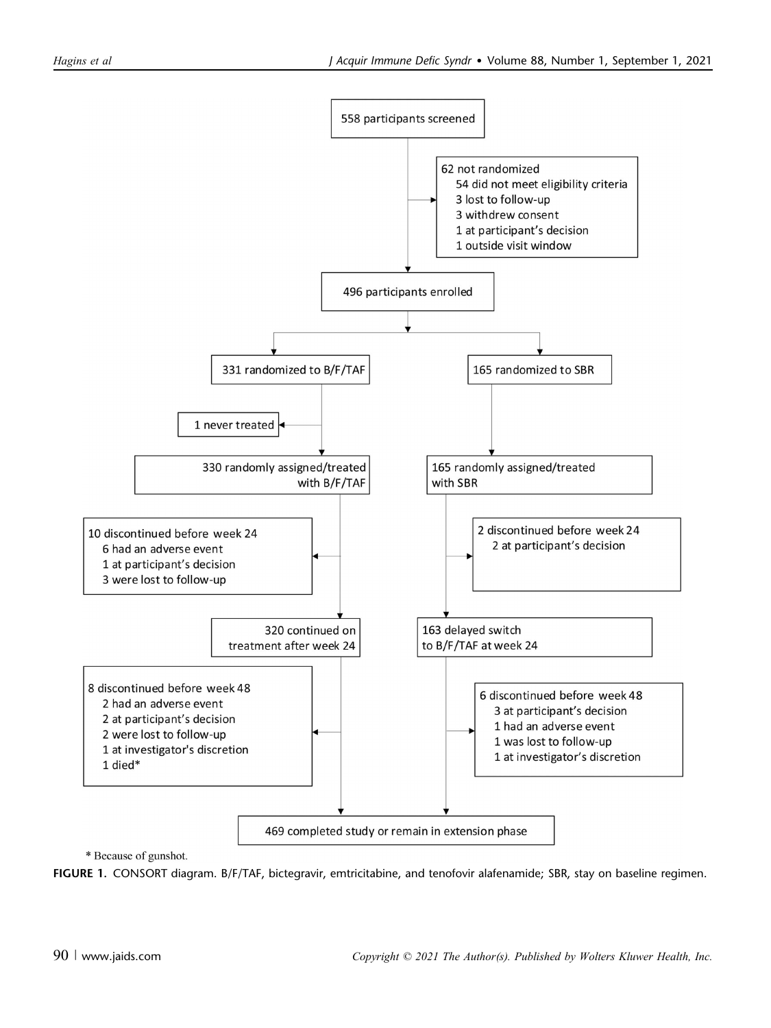558 participants screened

62 not randomized
- 54 did not meet eligibility criteria
- 3 lost to follow-up
- 3 withdrew consent
- 1 at participant's decision
- 1 outside visit window

496 participants enrolled

331 randomized to B/F/TAF

165 randomized to SBR

1 never treated

330 randomly assigned/treated with B/F/TAF

165 randomly assigned/treated with SBR

10 discontinued before week 24
- 6 had an adverse event
- 1 at participant's decision
- 3 were lost to follow-up

2 discontinued before week 24
- 2 at participant's decision

320 continued on treatment after week 24

163 delayed switch to B/F/TAF at week 24

8 discontinued before week 48
- 2 had an adverse event
- 2 at participant's decision
- 2 were lost to follow-up
- 1 at investigator's discretion
- 1 died*

6 discontinued before week 48
- 3 at participant's decision
- 1 had an adverse event
- 1 was lost to follow-up
- 1 at investigator's discretion

469 completed study or remain in extension phase

\* Because of gunshot.

**FIGURE 1.** CONSORT diagram. B/F/TAF, bictegravir, emtricitabine, and tenofovir alafenamide; SBR, stay on baseline regimen.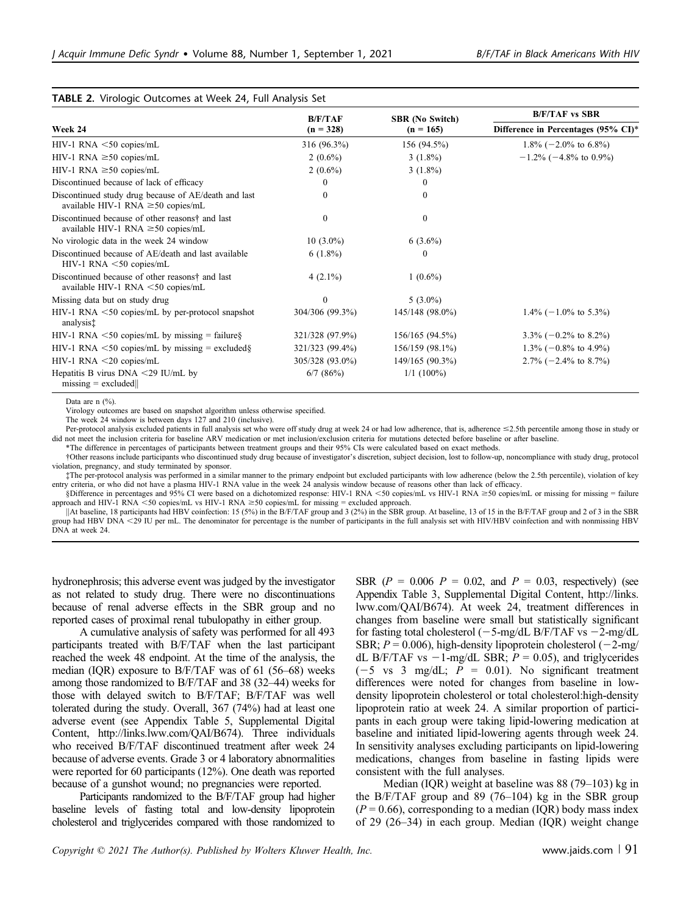**TABLE 2.** Virologic Outcomes at Week 24, Full Analysis Set

| Week 24 | B/F/TAF (n = 328) | SBR (No Switch) (n = 165) | B/F/TAF vs SBR Difference in Percentages (95% CI)* |
|---|---|---|---|
| HIV-1 RNA <50 copies/mL | 316 (96.3%) | 156 (94.5%) | 1.8% (−2.0% to 6.8%) |
| HIV-1 RNA ≥50 copies/mL | 2 (0.6%) | 3 (1.8%) | −1.2% (−4.8% to 0.9%) |
| HIV-1 RNA ≥50 copies/mL | 2 (0.6%) | 3 (1.8%) | |
| Discontinued because of lack of efficacy | 0 | 0 | |
| Discontinued study drug because of AE/death and last available HIV-1 RNA ≥50 copies/mL | 0 | 0 | |
| Discontinued because of other reasons† and last available HIV-1 RNA ≥50 copies/mL | 0 | 0 | |
| No virologic data in the week 24 window | 10 (3.0%) | 6 (3.6%) | |
| Discontinued because of AE/death and last available HIV-1 RNA <50 copies/mL | 6 (1.8%) | 0 | |
| Discontinued because of other reasons† and last available HIV-1 RNA <50 copies/mL | 4 (2.1%) | 1 (0.6%) | |
| Missing data but on study drug | 0 | 5 (3.0%) | |
| HIV-1 RNA <50 copies/mL by per-protocol snapshot analysis‡ | 304/306 (99.3%) | 145/148 (98.0%) | 1.4% (−1.0% to 5.3%) |
| HIV-1 RNA <50 copies/mL by missing = failure§ | 321/328 (97.9%) | 156/165 (94.5%) | 3.3% (−0.2% to 8.2%) |
| HIV-1 RNA <50 copies/mL by missing = excluded§ | 321/323 (99.4%) | 156/159 (98.1%) | 1.3% (−0.8% to 4.9%) |
| HIV-1 RNA <20 copies/mL | 305/328 (93.0%) | 149/165 (90.3%) | 2.7% (−2.4% to 8.7%) |
| Hepatitis B virus DNA <29 IU/mL by missing = excluded‖ | 6/7 (86%) | 1/1 (100%) | |

Data are n (%).

Virology outcomes are based on snapshot algorithm unless otherwise specified.

The week 24 window is between days 127 and 210 (inclusive).

Per-protocol analysis excluded patients in full analysis set who were off study drug at week 24 or had low adherence, that is, adherence ≤2.5th percentile among those in study or did not meet the inclusion criteria for baseline ARV medication or met inclusion/exclusion criteria for mutations detected before baseline or after baseline.

*The difference in percentages of participants between treatment groups and their 95% CIs were calculated based on exact methods.

†Other reasons include participants who discontinued study drug because of investigator's discretion, subject decision, lost to follow-up, noncompliance with study drug, protocol violation, pregnancy, and study terminated by sponsor.

‡The per-protocol analysis was performed in a similar manner to the primary endpoint but excluded participants with low adherence (below the 2.5th percentile), violation of key entry criteria, or who did not have a plasma HIV-1 RNA value in the week 24 analysis window because of reasons other than lack of efficacy.

§Difference in percentages and 95% CI were based on a dichotomized response: HIV-1 RNA <50 copies/mL vs HIV-1 RNA ≥50 copies/mL or missing for missing = failure approach and HIV-1 RNA <50 copies/mL vs HIV-1 RNA ≥50 copies/mL for missing = excluded approach.

‖At baseline, 18 participants had HBV coinfection: 15 (5%) in the B/F/TAF group and 3 (2%) in the SBR group. At baseline, 13 of 15 in the B/F/TAF group and 2 of 3 in the SBR group had HBV DNA <29 IU per mL. The denominator for percentage is the number of participants in the full analysis set with HIV/HBV coinfection and with nonmissing HBV DNA at week 24.

hydronephrosis; this adverse event was judged by the investigator as not related to study drug. There were no discontinuations because of renal adverse effects in the SBR group and no reported cases of proximal renal tubulopathy in either group.

A cumulative analysis of safety was performed for all 493 participants treated with B/F/TAF when the last participant reached the week 48 endpoint. At the time of the analysis, the median (IQR) exposure to B/F/TAF was of 61 (56–68) weeks among those randomized to B/F/TAF and 38 (32–44) weeks for those with delayed switch to B/F/TAF; B/F/TAF was well tolerated during the study. Overall, 367 (74%) had at least one adverse event (see Appendix Table 5, Supplemental Digital Content, http://links.lww.com/QAI/B674). Three individuals who received B/F/TAF discontinued treatment after week 24 because of adverse events. Grade 3 or 4 laboratory abnormalities were reported for 60 participants (12%). One death was reported because of a gunshot wound; no pregnancies were reported.

Participants randomized to the B/F/TAF group had higher baseline levels of fasting total and low-density lipoprotein cholesterol and triglycerides compared with those randomized to SBR ($P$ = 0.006 $P$ = 0.02, and $P$ = 0.03, respectively) (see Appendix Table 3, Supplemental Digital Content, http://links.lww.com/QAI/B674). At week 24, treatment differences in changes from baseline were small but statistically significant for fasting total cholesterol (−5-mg/dL B/F/TAF vs −2-mg/dL SBR; $P$ = 0.006), high-density lipoprotein cholesterol (−2-mg/dL B/F/TAF vs −1-mg/dL SBR; $P$ = 0.05), and triglycerides (−5 vs 3 mg/dL; $P$ = 0.01). No significant treatment differences were noted for changes from baseline in low-density lipoprotein cholesterol or total cholesterol:high-density lipoprotein ratio at week 24. A similar proportion of participants in each group were taking lipid-lowering medication at baseline and initiated lipid-lowering agents through week 24. In sensitivity analyses excluding participants on lipid-lowering medications, changes from baseline in fasting lipids were consistent with the full analyses.

Median (IQR) weight at baseline was 88 (79–103) kg in the B/F/TAF group and 89 (76–104) kg in the SBR group ($P$ = 0.66), corresponding to a median (IQR) body mass index of 29 (26–34) in each group. Median (IQR) weight change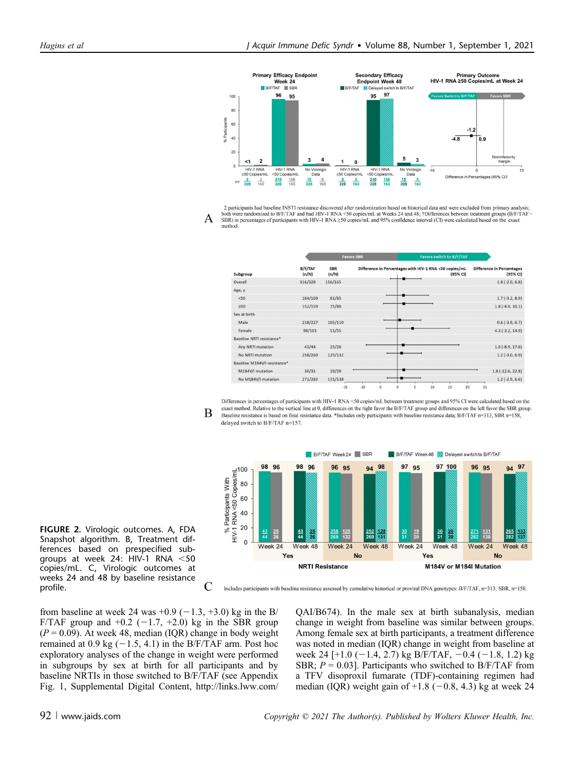2 participants had baseline INSTI resistance discovered after randomization based on historical data and were excluded from primary analysis; both were randomized to B/F/TAF and had HIV-1 RNA <50 copies/mL at Weeks 24 and 48; †Differences between treatment groups (B/F/TAF − SBR) in percentages of participants with HIV-1 RNA ≥50 copies/mL and 95% confidence interval (CI) were calculated based on the exact method.

Differences in percentages of participants with HIV-1 RNA <50 copies/mL between treatment groups and 95% CI were calculated based on the exact method. Relative to the vertical line at 0, differences on the right favor the B/F/TAF group and differences on the left favor the SBR group. Baseline resistance is based on final resistance data. *Includes only participants with baseline resistance data; B/F/TAF n=313, SBR n=158, delayed switch to B/F/TAF n=157.

| Subgroup | B/F/TAF (n/N) | SBR (n/N) | Difference in Percentages (95% CI) |
|---|---|---|---|
| Overall | 316/328 | 156/165 | 1.8 (-2.0, 6.8) |
| Age, y | | | |
| <50 | 164/169 | 81/85 | 1.7 (-3.2, 8.9) |
| ≥50 | 152/159 | 75/80 | 1.8 (-4.0, 10.1) |
| Sex at birth | | | |
| Male | 218/227 | 105/110 | 0.6 (-3.9, 6.7) |
| Female | 98/101 | 51/55 | 4.3 (-3.2, 14.9) |
| Baseline NRTI resistance* | | | |
| Any NRTI mutation | 43/44 | 25/26 | 1.6 (-8.9, 17.6) |
| No NRTI mutation | 258/269 | 125/132 | 1.2 (-3.0, 6.9) |
| Baseline M184V/I resistance* | | | |
| M184V/I mutation | 30/31 | 19/20 | 1.8 (-12.6, 22.8) |
| No M184V/I mutation | 271/282 | 131/138 | 1.2 (-2.9, 6.6) |

Includes participants with baseline resistance assessed by cumulative historical or proviral DNA genotypes: B/F/TAF, n=313; SBR, n=158.

**FIGURE 2.** Virologic outcomes. A, FDA Snapshot algorithm. B, Treatment differences based on prespecified subgroups at week 24: HIV-1 RNA <50 copies/mL. C, Virologic outcomes at weeks 24 and 48 by baseline resistance profile.

from baseline at week 24 was +0.9 (−1.3, +3.0) kg in the B/F/TAF group and +0.2 (−1.7, +2.0) kg in the SBR group ($P = 0.09$). At week 48, median (IQR) change in body weight remained at 0.9 kg (−1.5, 4.1) in the B/F/TAF arm. Post hoc exploratory analyses of the change in weight were performed in subgroups by sex at birth for all participants and by baseline NRTIs in those switched to B/F/TAF (see Appendix Fig. 1, Supplemental Digital Content, http://links.lww.com/QAI/B674). In the male sex at birth subanalysis, median change in weight from baseline was similar between groups. Among female sex at birth participants, a treatment difference was noted in median (IQR) change in weight from baseline at week 24 [+1.0 (−1.4, 2.7) kg B/F/TAF, −0.4 (−1.8, 1.2) kg SBR; $P = 0.03$]. Participants who switched to B/F/TAF from a TFV disoproxil fumarate (TDF)-containing regimen had median (IQR) weight gain of +1.8 (−0.8, 4.3) kg at week 24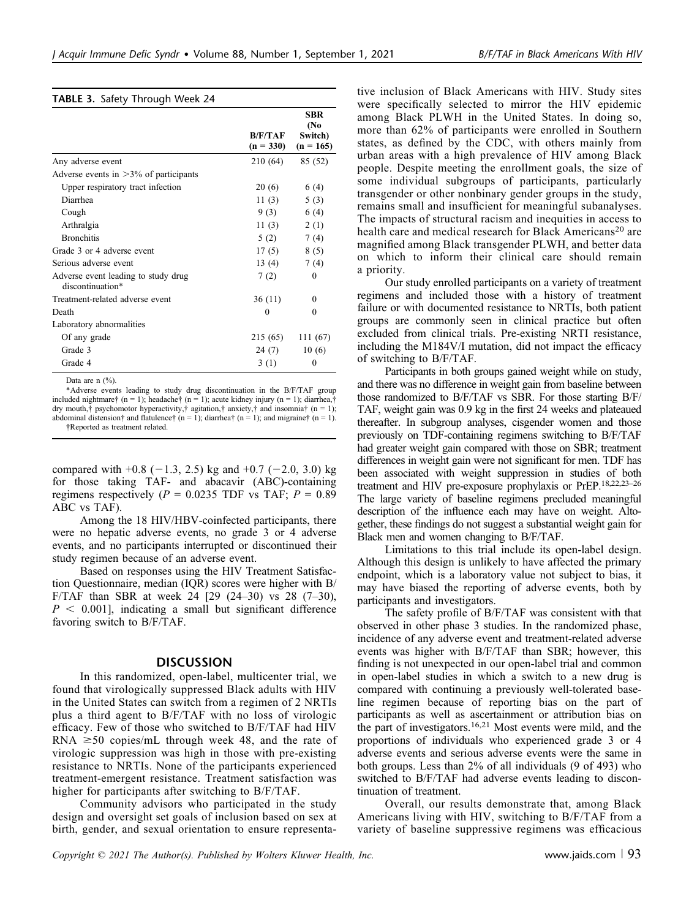**TABLE 3.** Safety Through Week 24

| | B/F/TAF (n = 330) | SBR (No Switch) (n = 165) |
|---|---|---|
| Any adverse event | 210 (64) | 85 (52) |
| Adverse events in >3% of participants | | |
| Upper respiratory tract infection | 20 (6) | 6 (4) |
| Diarrhea | 11 (3) | 5 (3) |
| Cough | 9 (3) | 6 (4) |
| Arthralgia | 11 (3) | 2 (1) |
| Bronchitis | 5 (2) | 7 (4) |
| Grade 3 or 4 adverse event | 17 (5) | 8 (5) |
| Serious adverse event | 13 (4) | 7 (4) |
| Adverse event leading to study drug discontinuation* | 7 (2) | 0 |
| Treatment-related adverse event | 36 (11) | 0 |
| Death | 0 | 0 |
| Laboratory abnormalities | | |
| Of any grade | 215 (65) | 111 (67) |
| Grade 3 | 24 (7) | 10 (6) |
| Grade 4 | 3 (1) | 0 |

Data are n (%).

*Adverse events leading to study drug discontinuation in the B/F/TAF group included nightmare† (n = 1); headache† (n = 1); acute kidney injury (n = 1); diarrhea,† dry mouth,† psychomotor hyperactivity,† agitation,† anxiety,† and insomnia† (n = 1); abdominal distension† and flatulence† (n = 1); diarrhea† (n = 1); and migraine† (n = 1).

†Reported as treatment related.

compared with +0.8 (−1.3, 2.5) kg and +0.7 (−2.0, 3.0) kg for those taking TAF- and abacavir (ABC)-containing regimens respectively ($P = 0.0235$ TDF vs TAF; $P = 0.89$ ABC vs TAF).

Among the 18 HIV/HBV-coinfected participants, there were no hepatic adverse events, no grade 3 or 4 adverse events, and no participants interrupted or discontinued their study regimen because of an adverse event.

Based on responses using the HIV Treatment Satisfaction Questionnaire, median (IQR) scores were higher with B/F/TAF than SBR at week 24 [29 (24–30) vs 28 (7–30), $P < 0.001$], indicating a small but significant difference favoring switch to B/F/TAF.

## DISCUSSION

In this randomized, open-label, multicenter trial, we found that virologically suppressed Black adults with HIV in the United States can switch from a regimen of 2 NRTIs plus a third agent to B/F/TAF with no loss of virologic efficacy. Few of those who switched to B/F/TAF had HIV RNA ≥50 copies/mL through week 48, and the rate of virologic suppression was high in those with pre-existing resistance to NRTIs. None of the participants experienced treatment-emergent resistance. Treatment satisfaction was higher for participants after switching to B/F/TAF.

Community advisors who participated in the study design and oversight set goals of inclusion based on sex at birth, gender, and sexual orientation to ensure representative inclusion of Black Americans with HIV. Study sites were specifically selected to mirror the HIV epidemic among Black PLWH in the United States. In doing so, more than 62% of participants were enrolled in Southern states, as defined by the CDC, with others mainly from urban areas with a high prevalence of HIV among Black people. Despite meeting the enrollment goals, the size of some individual subgroups of participants, particularly transgender or other nonbinary gender groups in the study, remains small and insufficient for meaningful subanalyses. The impacts of structural racism and inequities in access to health care and medical research for Black Americans[20] are magnified among Black transgender PLWH, and better data on which to inform their clinical care should remain a priority.

Our study enrolled participants on a variety of treatment regimens and included those with a history of treatment failure or with documented resistance to NRTIs, both patient groups are commonly seen in clinical practice but often excluded from clinical trials. Pre-existing NRTI resistance, including the M184V/I mutation, did not impact the efficacy of switching to B/F/TAF.

Participants in both groups gained weight while on study, and there was no difference in weight gain from baseline between those randomized to B/F/TAF vs SBR. For those starting B/F/TAF, weight gain was 0.9 kg in the first 24 weeks and plateaued thereafter. In subgroup analyses, cisgender women and those previously on TDF-containing regimens switching to B/F/TAF had greater weight gain compared with those on SBR; treatment differences in weight gain were not significant for men. TDF has been associated with weight suppression in studies of both treatment and HIV pre-exposure prophylaxis or PrEP.[18,22,23–26] The large variety of baseline regimens precluded meaningful description of the influence each may have on weight. Altogether, these findings do not suggest a substantial weight gain for Black men and women changing to B/F/TAF.

Limitations to this trial include its open-label design. Although this design is unlikely to have affected the primary endpoint, which is a laboratory value not subject to bias, it may have biased the reporting of adverse events, both by participants and investigators.

The safety profile of B/F/TAF was consistent with that observed in other phase 3 studies. In the randomized phase, incidence of any adverse event and treatment-related adverse events was higher with B/F/TAF than SBR; however, this finding is not unexpected in our open-label trial and common in open-label studies in which a switch to a new drug is compared with continuing a previously well-tolerated baseline regimen because of reporting bias on the part of participants as well as ascertainment or attribution bias on the part of investigators.[16,21] Most events were mild, and the proportions of individuals who experienced grade 3 or 4 adverse events and serious adverse events were the same in both groups. Less than 2% of all individuals (9 of 493) who switched to B/F/TAF had adverse events leading to discontinuation of treatment.

Overall, our results demonstrate that, among Black Americans living with HIV, switching to B/F/TAF from a variety of baseline suppressive regimens was efficacious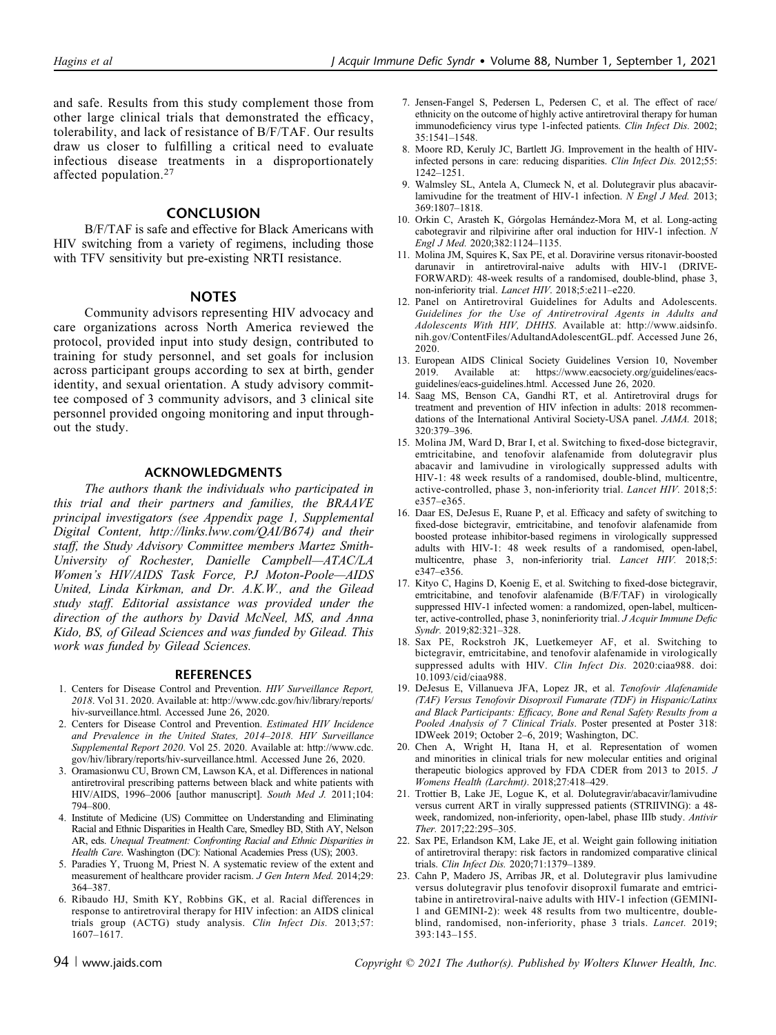and safe. Results from this study complement those from other large clinical trials that demonstrated the efficacy, tolerability, and lack of resistance of B/F/TAF. Our results draw us closer to fulfilling a critical need to evaluate infectious disease treatments in a disproportionately affected population.[27]

## CONCLUSION

B/F/TAF is safe and effective for Black Americans with HIV switching from a variety of regimens, including those with TFV sensitivity but pre-existing NRTI resistance.

## NOTES

Community advisors representing HIV advocacy and care organizations across North America reviewed the protocol, provided input into study design, contributed to training for study personnel, and set goals for inclusion across participant groups according to sex at birth, gender identity, and sexual orientation. A study advisory committee composed of 3 community advisors, and 3 clinical site personnel provided ongoing monitoring and input throughout the study.

## ACKNOWLEDGMENTS

*The authors thank the individuals who participated in this trial and their partners and families, the BRAAVE principal investigators (see Appendix page 1, Supplemental Digital Content, http://links.lww.com/QAI/B674) and their staff, the Study Advisory Committee members Martez Smith-University of Rochester, Danielle Campbell—ATAC/LA Women's HIV/AIDS Task Force, PJ Moton-Poole—AIDS United, Linda Kirkman, and Dr. A.K.W., and the Gilead study staff. Editorial assistance was provided under the direction of the authors by David McNeel, MS, and Anna Kido, BS, of Gilead Sciences and was funded by Gilead. This work was funded by Gilead Sciences.*

## REFERENCES

1. Centers for Disease Control and Prevention. *HIV Surveillance Report, 2018*. Vol 31. 2020. Available at: http://www.cdc.gov/hiv/library/reports/hiv-surveillance.html. Accessed June 26, 2020.
2. Centers for Disease Control and Prevention. *Estimated HIV Incidence and Prevalence in the United States, 2014–2018. HIV Surveillance Supplemental Report 2020*. Vol 25. 2020. Available at: http://www.cdc.gov/hiv/library/reports/hiv-surveillance.html. Accessed June 26, 2020.
3. Oramasionwu CU, Brown CM, Lawson KA, et al. Differences in national antiretroviral prescribing patterns between black and white patients with HIV/AIDS, 1996–2006 [author manuscript]. *South Med J.* 2011;104: 794–800.
4. Institute of Medicine (US) Committee on Understanding and Eliminating Racial and Ethnic Disparities in Health Care, Smedley BD, Stith AY, Nelson AR, eds. *Unequal Treatment: Confronting Racial and Ethnic Disparities in Health Care*. Washington (DC): National Academies Press (US); 2003.
5. Paradies Y, Truong M, Priest N. A systematic review of the extent and measurement of healthcare provider racism. *J Gen Intern Med.* 2014;29: 364–387.
6. Ribaudo HJ, Smith KY, Robbins GK, et al. Racial differences in response to antiretroviral therapy for HIV infection: an AIDS clinical trials group (ACTG) study analysis. *Clin Infect Dis.* 2013;57: 1607–1617.
7. Jensen-Fangel S, Pedersen L, Pedersen C, et al. The effect of race/ethnicity on the outcome of highly active antiretroviral therapy for human immunodeficiency virus type 1-infected patients. *Clin Infect Dis.* 2002; 35:1541–1548.
8. Moore RD, Keruly JC, Bartlett JG. Improvement in the health of HIV-infected persons in care: reducing disparities. *Clin Infect Dis.* 2012;55: 1242–1251.
9. Walmsley SL, Antela A, Clumeck N, et al. Dolutegravir plus abacavir-lamivudine for the treatment of HIV-1 infection. *N Engl J Med.* 2013; 369:1807–1818.
10. Orkin C, Arasteh K, Górgolas Hernández-Mora M, et al. Long-acting cabotegravir and rilpivirine after oral induction for HIV-1 infection. *N Engl J Med.* 2020;382:1124–1135.
11. Molina JM, Squires K, Sax PE, et al. Doravirine versus ritonavir-boosted darunavir in antiretroviral-naive adults with HIV-1 (DRIVE-FORWARD): 48-week results of a randomised, double-blind, phase 3, non-inferiority trial. *Lancet HIV.* 2018;5:e211–e220.
12. Panel on Antiretroviral Guidelines for Adults and Adolescents. *Guidelines for the Use of Antiretroviral Agents in Adults and Adolescents With HIV, DHHS*. Available at: http://www.aidsinfo.nih.gov/ContentFiles/AdultandAdolescentGL.pdf. Accessed June 26, 2020.
13. European AIDS Clinical Society Guidelines Version 10, November 2019. Available at: https://www.eacsociety.org/guidelines/eacs-guidelines/eacs-guidelines.html. Accessed June 26, 2020.
14. Saag MS, Benson CA, Gandhi RT, et al. Antiretroviral drugs for treatment and prevention of HIV infection in adults: 2018 recommendations of the International Antiviral Society-USA panel. *JAMA.* 2018; 320:379–396.
15. Molina JM, Ward D, Brar I, et al. Switching to fixed-dose bictegravir, emtricitabine, and tenofovir alafenamide from dolutegravir plus abacavir and lamivudine in virologically suppressed adults with HIV-1: 48 week results of a randomised, double-blind, multicentre, active-controlled, phase 3, non-inferiority trial. *Lancet HIV.* 2018;5: e357–e365.
16. Daar ES, DeJesus E, Ruane P, et al. Efficacy and safety of switching to fixed-dose bictegravir, emtricitabine, and tenofovir alafenamide from boosted protease inhibitor-based regimens in virologically suppressed adults with HIV-1: 48 week results of a randomised, open-label, multicentre, phase 3, non-inferiority trial. *Lancet HIV.* 2018;5: e347–e356.
17. Kityo C, Hagins D, Koenig E, et al. Switching to fixed-dose bictegravir, emtricitabine, and tenofovir alafenamide (B/F/TAF) in virologically suppressed HIV-1 infected women: a randomized, open-label, multicenter, active-controlled, phase 3, noninferiority trial. *J Acquir Immune Defic Syndr.* 2019;82:321–328.
18. Sax PE, Rockstroh JK, Luetkemeyer AF, et al. Switching to bictegravir, emtricitabine, and tenofovir alafenamide in virologically suppressed adults with HIV. *Clin Infect Dis.* 2020:ciaa988. doi: 10.1093/cid/ciaa988.
19. DeJesus E, Villanueva JFA, Lopez JR, et al. *Tenofovir Alafenamide (TAF) Versus Tenofovir Disoproxil Fumarate (TDF) in Hispanic/Latinx and Black Participants: Efficacy, Bone and Renal Safety Results from a Pooled Analysis of 7 Clinical Trials*. Poster presented at Poster 318: IDWeek 2019; October 2–6, 2019; Washington, DC.
20. Chen A, Wright H, Itana H, et al. Representation of women and minorities in clinical trials for new molecular entities and original therapeutic biologics approved by FDA CDER from 2013 to 2015. *J Womens Health (Larchmt).* 2018;27:418–429.
21. Trottier B, Lake JE, Logue K, et al. Dolutegravir/abacavir/lamivudine versus current ART in virally suppressed patients (STRIIVING): a 48-week, randomized, non-inferiority, open-label, phase IIIb study. *Antivir Ther.* 2017;22:295–305.
22. Sax PE, Erlandson KM, Lake JE, et al. Weight gain following initiation of antiretroviral therapy: risk factors in randomized comparative clinical trials. *Clin Infect Dis.* 2020;71:1379–1389.
23. Cahn P, Madero JS, Arribas JR, et al. Dolutegravir plus lamivudine versus dolutegravir plus tenofovir disoproxil fumarate and emtricitabine in antiretroviral-naive adults with HIV-1 infection (GEMINI-1 and GEMINI-2): week 48 results from two multicentre, double-blind, randomised, non-inferiority, phase 3 trials. *Lancet.* 2019; 393:143–155.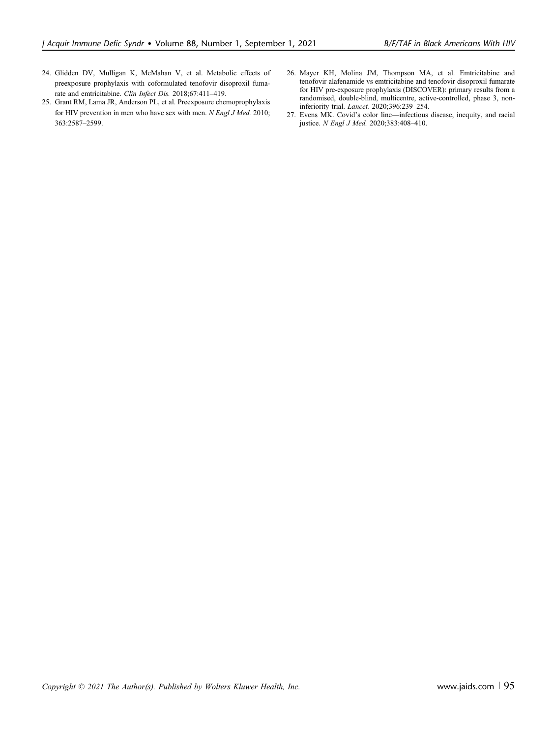24. Glidden DV, Mulligan K, McMahan V, et al. Metabolic effects of preexposure prophylaxis with coformulated tenofovir disoproxil fumarate and emtricitabine. *Clin Infect Dis.* 2018;67:411–419.
25. Grant RM, Lama JR, Anderson PL, et al. Preexposure chemoprophylaxis for HIV prevention in men who have sex with men. *N Engl J Med.* 2010; 363:2587–2599.
26. Mayer KH, Molina JM, Thompson MA, et al. Emtricitabine and tenofovir alafenamide vs emtricitabine and tenofovir disoproxil fumarate for HIV pre-exposure prophylaxis (DISCOVER): primary results from a randomised, double-blind, multicentre, active-controlled, phase 3, non-inferiority trial. *Lancet.* 2020;396:239–254.
27. Evens MK. Covid's color line—infectious disease, inequity, and racial justice. *N Engl J Med.* 2020;383:408–410.